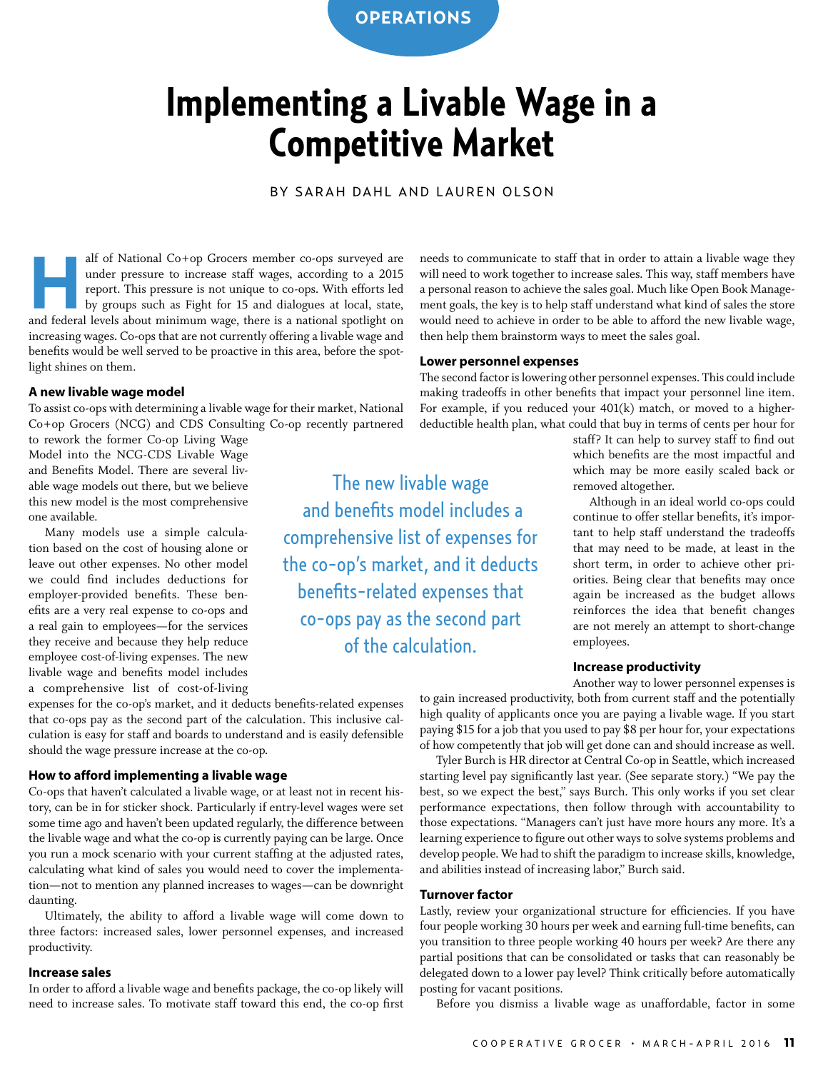OPERATIONS

# Implementing a Livable Wage in a Competitive Market

BY SARAH DAHL AND LAUREN OLSON

Half of National Co+op Grocers member co-ops surveyed are under pressure to increase staff wages, according to a 2015 report. This pressure is not unique to co-ops. With efforts led by groups such as Fight for 15 and dialogues at local, state, and federal levels about minimum wage, there is a national spotlight on increasing wages. Co-ops that are not currently offering a livable wage and benefits would be well served to be proactive in this area, before the spotlight shines on them.

### A new livable wage model

To assist co-ops with determining a livable wage for their market, National Co+op Grocers (NCG) and CDS Consulting Co-op recently partnered to rework the former Co-op Living Wage Model into the NCG-CDS Livable Wage and Benefits Model. There are several livable wage models out there, but we believe this new model is the most comprehensive one available.

Many models use a simple calculation based on the cost of housing alone or leave out other expenses. No other model we could find includes deductions for employer-provided benefits. These benefits are a very real expense to co-ops and a real gain to employees—for the services they receive and because they help reduce employee cost-of-living expenses. The new livable wage and benefits model includes a comprehensive list of cost-of-living expenses for the co-op's market, and it deducts benefits-related expenses that co-ops pay as the second part of the calculation. This inclusive calculation is easy for staff and boards to understand and is easily defensible should the wage pressure increase at the co-op.

> The new livable wage and benefits model includes a comprehensive list of expenses for the co-op's market, and it deducts benefits-related expenses that co-ops pay as the second part of the calculation.

### How to afford implementing a livable wage

Co-ops that haven't calculated a livable wage, or at least not in recent history, can be in for sticker shock. Particularly if entry-level wages were set some time ago and haven't been updated regularly, the difference between the livable wage and what the co-op is currently paying can be large. Once you run a mock scenario with your current staffing at the adjusted rates, calculating what kind of sales you would need to cover the implementation—not to mention any planned increases to wages—can be downright daunting.

Ultimately, the ability to afford a livable wage will come down to three factors: increased sales, lower personnel expenses, and increased productivity.

### Increase sales

In order to afford a livable wage and benefits package, the co-op likely will need to increase sales. To motivate staff toward this end, the co-op first needs to communicate to staff that in order to attain a livable wage they will need to work together to increase sales. This way, staff members have a personal reason to achieve the sales goal. Much like Open Book Management goals, the key is to help staff understand what kind of sales the store would need to achieve in order to be able to afford the new livable wage, then help them brainstorm ways to meet the sales goal.

### Lower personnel expenses

The second factor is lowering other personnel expenses. This could include making tradeoffs in other benefits that impact your personnel line item. For example, if you reduced your 401(k) match, or moved to a higher-deductible health plan, what could that buy in terms of cents per hour for staff? It can help to survey staff to find out which benefits are the most impactful and which may be more easily scaled back or removed altogether.

Although in an ideal world co-ops could continue to offer stellar benefits, it's important to help staff understand the tradeoffs that may need to be made, at least in the short term, in order to achieve other priorities. Being clear that benefits may once again be increased as the budget allows reinforces the idea that benefit changes are not merely an attempt to short-change employees.

### Increase productivity

Another way to lower personnel expenses is to gain increased productivity, both from current staff and the potentially high quality of applicants once you are paying a livable wage. If you start paying $15 for a job that you used to pay $8 per hour for, your expectations of how competently that job will get done can and should increase as well.

Tyler Burch is HR director at Central Co-op in Seattle, which increased starting level pay significantly last year. (See separate story.) "We pay the best, so we expect the best," says Burch. This only works if you set clear performance expectations, then follow through with accountability to those expectations. "Managers can't just have more hours any more. It's a learning experience to figure out other ways to solve systems problems and develop people. We had to shift the paradigm to increase skills, knowledge, and abilities instead of increasing labor," Burch said.

### Turnover factor

Lastly, review your organizational structure for efficiencies. If you have four people working 30 hours per week and earning full-time benefits, can you transition to three people working 40 hours per week? Are there any partial positions that can be consolidated or tasks that can reasonably be delegated down to a lower pay level? Think critically before automatically posting for vacant positions.

Before you dismiss a livable wage as unaffordable, factor in some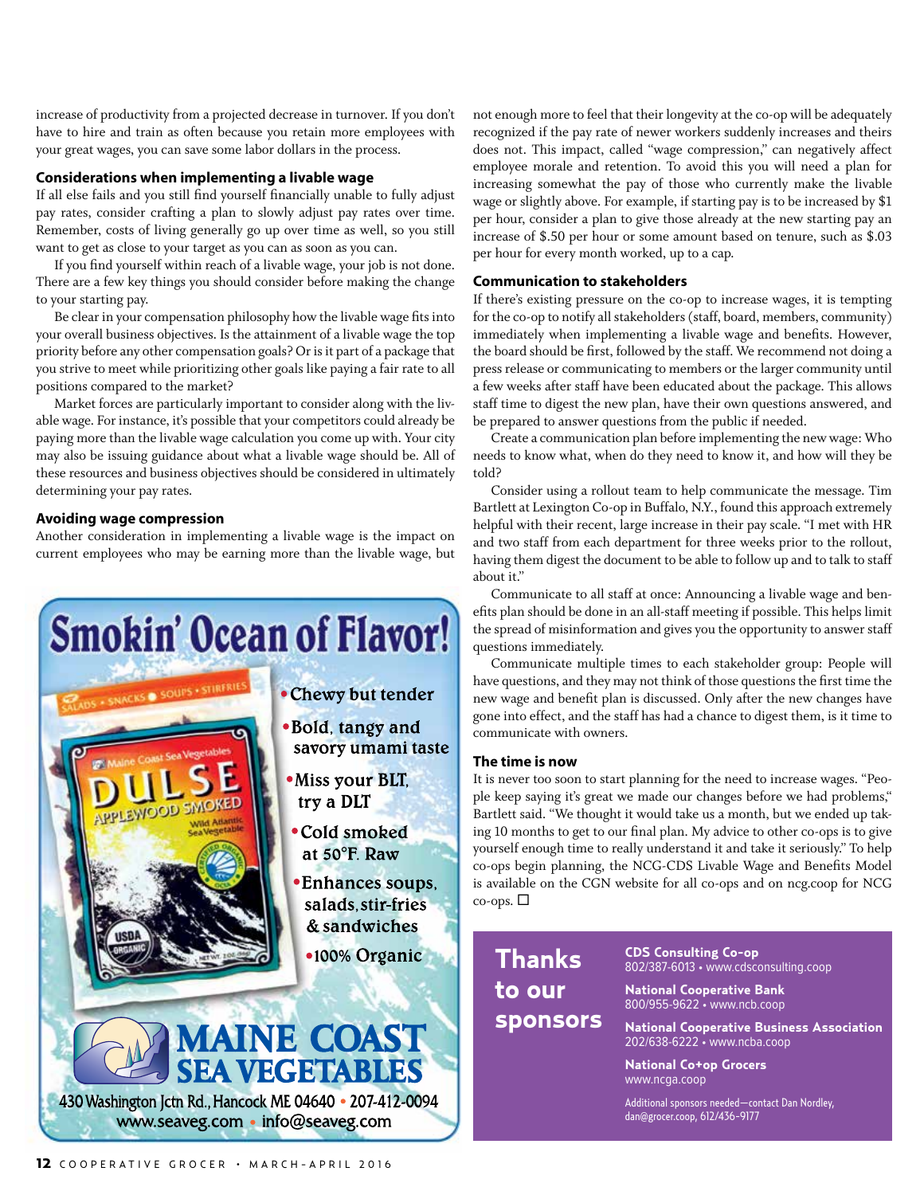increase of productivity from a projected decrease in turnover. If you don't have to hire and train as often because you retain more employees with your great wages, you can save some labor dollars in the process.

### Considerations when implementing a livable wage

If all else fails and you still find yourself financially unable to fully adjust pay rates, consider crafting a plan to slowly adjust pay rates over time. Remember, costs of living generally go up over time as well, so you still want to get as close to your target as you can as soon as you can.

If you find yourself within reach of a livable wage, your job is not done. There are a few key things you should consider before making the change to your starting pay.

Be clear in your compensation philosophy how the livable wage fits into your overall business objectives. Is the attainment of a livable wage the top priority before any other compensation goals? Or is it part of a package that you strive to meet while prioritizing other goals like paying a fair rate to all positions compared to the market?

Market forces are particularly important to consider along with the livable wage. For instance, it's possible that your competitors could already be paying more than the livable wage calculation you come up with. Your city may also be issuing guidance about what a livable wage should be. All of these resources and business objectives should be considered in ultimately determining your pay rates.

### Avoiding wage compression

Another consideration in implementing a livable wage is the impact on current employees who may be earning more than the livable wage, but not enough more to feel that their longevity at the co-op will be adequately recognized if the pay rate of newer workers suddenly increases and theirs does not. This impact, called "wage compression," can negatively affect employee morale and retention. To avoid this you will need a plan for increasing somewhat the pay of those who currently make the livable wage or slightly above. For example, if starting pay is to be increased by $1 per hour, consider a plan to give those already at the new starting pay an increase of $.50 per hour or some amount based on tenure, such as $.03 per hour for every month worked, up to a cap.

### Communication to stakeholders

If there's existing pressure on the co-op to increase wages, it is tempting for the co-op to notify all stakeholders (staff, board, members, community) immediately when implementing a livable wage and benefits. However, the board should be first, followed by the staff. We recommend not doing a press release or communicating to members or the larger community until a few weeks after staff have been educated about the package. This allows staff time to digest the new plan, have their own questions answered, and be prepared to answer questions from the public if needed.

Create a communication plan before implementing the new wage: Who needs to know what, when do they need to know it, and how will they be told?

Consider using a rollout team to help communicate the message. Tim Bartlett at Lexington Co-op in Buffalo, N.Y., found this approach extremely helpful with their recent, large increase in their pay scale. "I met with HR and two staff from each department for three weeks prior to the rollout, having them digest the document to be able to follow up and to talk to staff about it."

Communicate to all staff at once: Announcing a livable wage and benefits plan should be done in an all-staff meeting if possible. This helps limit the spread of misinformation and gives you the opportunity to answer staff questions immediately.

Communicate multiple times to each stakeholder group: People will have questions, and they may not think of those questions the first time the new wage and benefit plan is discussed. Only after the new changes have gone into effect, and the staff has had a chance to digest them, is it time to communicate with owners.

### The time is now

It is never too soon to start planning for the need to increase wages. "People keep saying it's great we made our changes before we had problems," Bartlett said. "We thought it would take us a month, but we ended up taking 10 months to get to our final plan. My advice to other co-ops is to give yourself enough time to really understand it and take it seriously." To help co-ops begin planning, the NCG-CDS Livable Wage and Benefits Model is available on the CGN website for all co-ops and on ncg.coop for NCG co-ops. ☐

## Smokin' Ocean of Flavor!

- Chewy but tender
- Bold, tangy and savory umami taste
- Miss your BLT, try a DLT
- Cold smoked at 50°F. Raw
- Enhances soups, salads, stir-fries & sandwiches
- 100% Organic

**MAINE COAST SEA VEGETABLES**

430 Washington Jctn Rd., Hancock ME 04640 • 207-412-0094
www.seaveg.com • info@seaveg.com

## Thanks to our sponsors

**CDS Consulting Co-op**
802/387-6013 • www.cdsconsulting.coop

**National Cooperative Bank**
800/955-9622 • www.ncb.coop

**National Cooperative Business Association**
202/638-6222 • www.ncba.coop

**National Co+op Grocers**
www.ncga.coop

Additional sponsors needed—contact Dan Nordley, dan@grocer.coop, 612/436-9177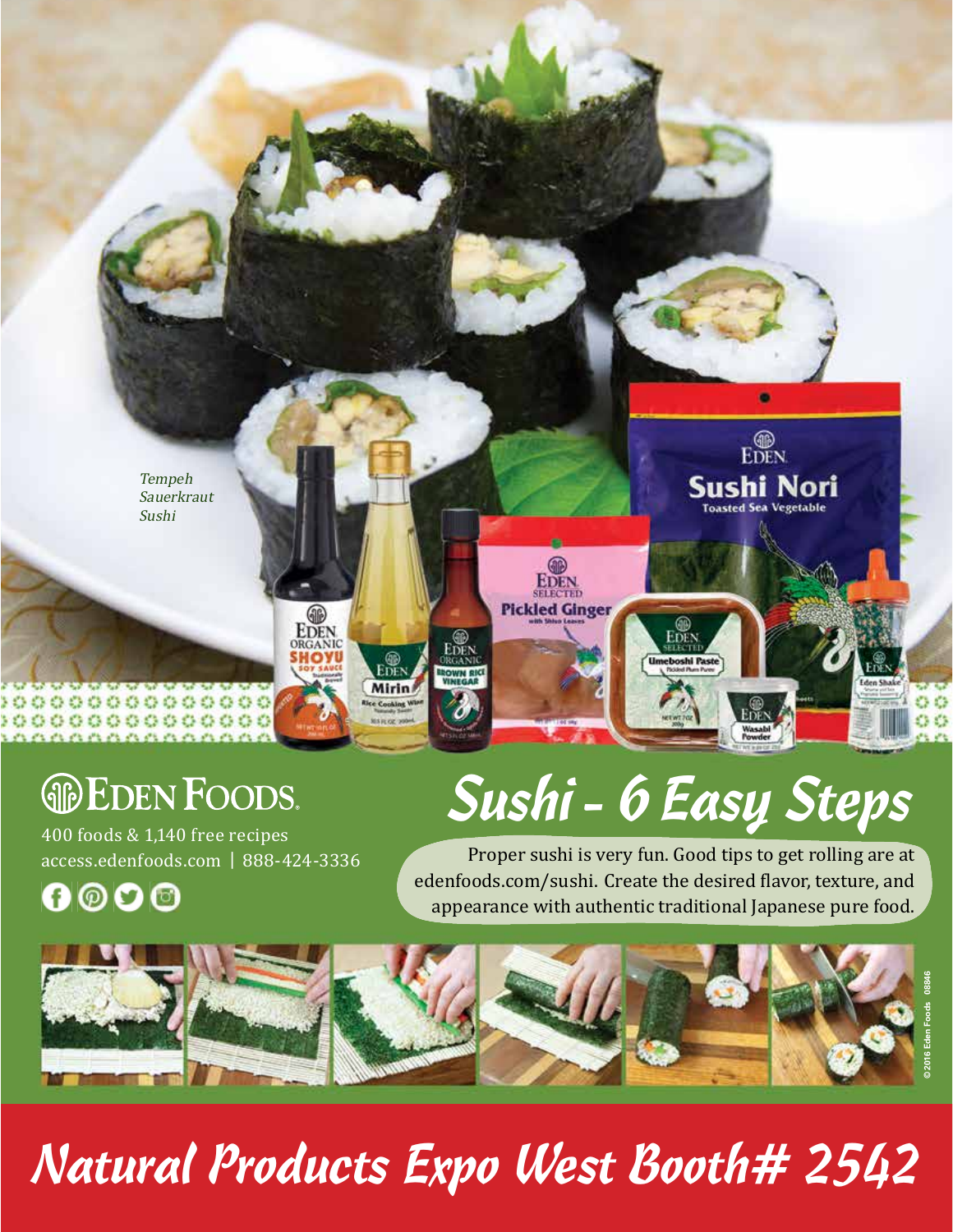*Tempeh Sauerkraut Sushi*

# Eden Foods

400 foods & 1,140 free recipes
access.edenfoods.com | 888-424-3336

# Sushi - 6 Easy Steps

Proper sushi is very fun. Good tips to get rolling are at edenfoods.com/sushi. Create the desired flavor, texture, and appearance with authentic traditional Japanese pure food.

©2016 Eden Foods 08846

# Natural Products Expo West Booth# 2542